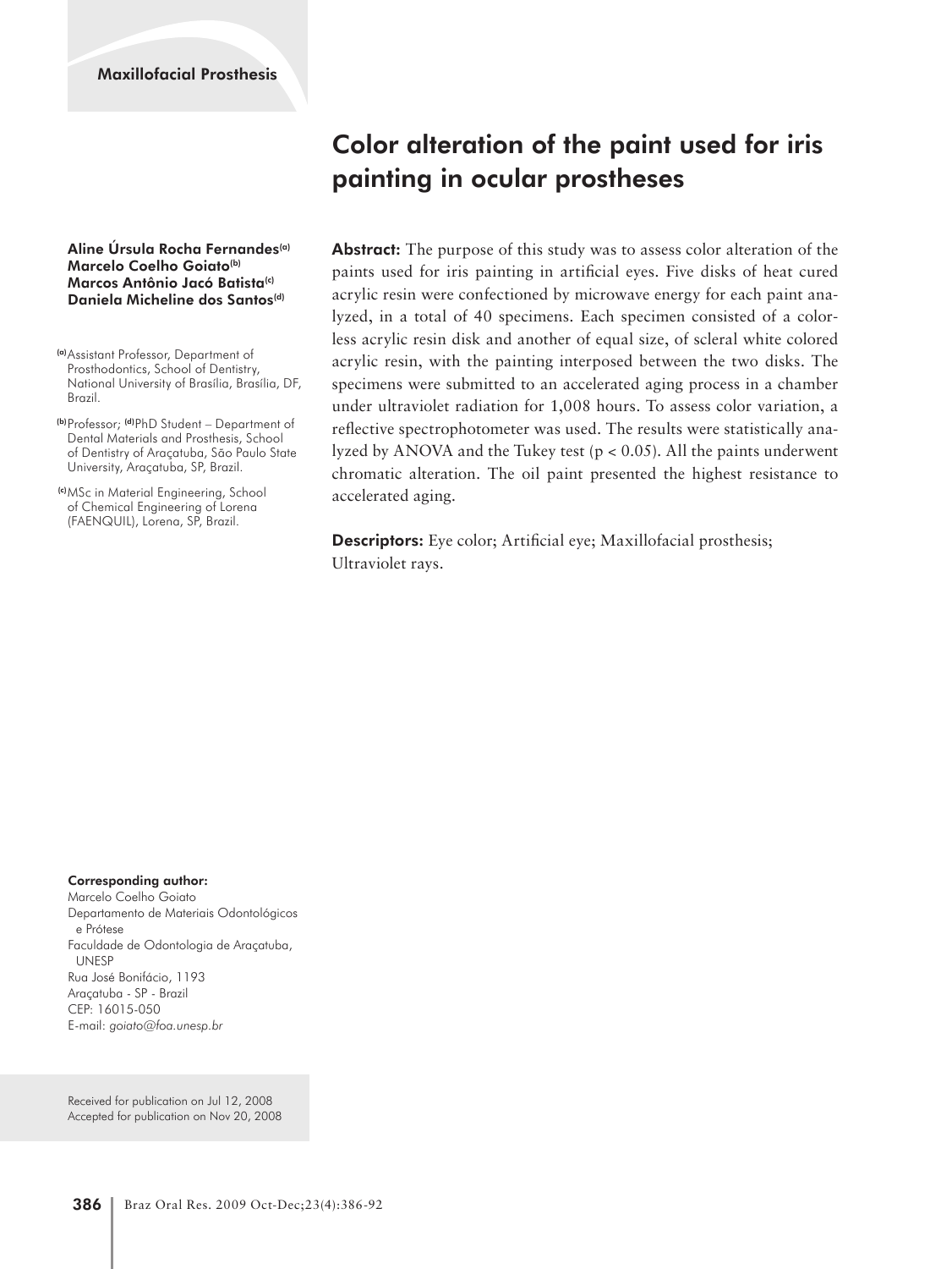Maxillofacial Prosthesis

# Color alteration of the paint used for iris painting in ocular prostheses

**Aline Úrsula Rocha Fernandes[(a)]**
**Marcelo Coelho Goiato[(b)]**
**Marcos Antônio Jacó Batista[(c)]**
**Daniela Micheline dos Santos[(d)]**

[(a)] Assistant Professor, Department of Prosthodontics, School of Dentistry, National University of Brasília, Brasília, DF, Brazil.

[(b)] Professor; [(d)] PhD Student – Department of Dental Materials and Prosthesis, School of Dentistry of Araçatuba, São Paulo State University, Araçatuba, SP, Brazil.

[(c)] MSc in Material Engineering, School of Chemical Engineering of Lorena (FAENQUIL), Lorena, SP, Brazil.

**Abstract:** The purpose of this study was to assess color alteration of the paints used for iris painting in artificial eyes. Five disks of heat cured acrylic resin were confectioned by microwave energy for each paint analyzed, in a total of 40 specimens. Each specimen consisted of a colorless acrylic resin disk and another of equal size, of scleral white colored acrylic resin, with the painting interposed between the two disks. The specimens were submitted to an accelerated aging process in a chamber under ultraviolet radiation for 1,008 hours. To assess color variation, a reflective spectrophotometer was used. The results were statistically analyzed by ANOVA and the Tukey test ($p < 0.05$). All the paints underwent chromatic alteration. The oil paint presented the highest resistance to accelerated aging.

**Descriptors:** Eye color; Artificial eye; Maxillofacial prosthesis; Ultraviolet rays.

**Corresponding author:**
Marcelo Coelho Goiato
Departamento de Materiais Odontológicos e Prótese
Faculdade de Odontologia de Araçatuba, UNESP
Rua José Bonifácio, 1193
Araçatuba - SP - Brazil
CEP: 16015-050
E-mail: *goiato@foa.unesp.br*

Received for publication on Jul 12, 2008
Accepted for publication on Nov 20, 2008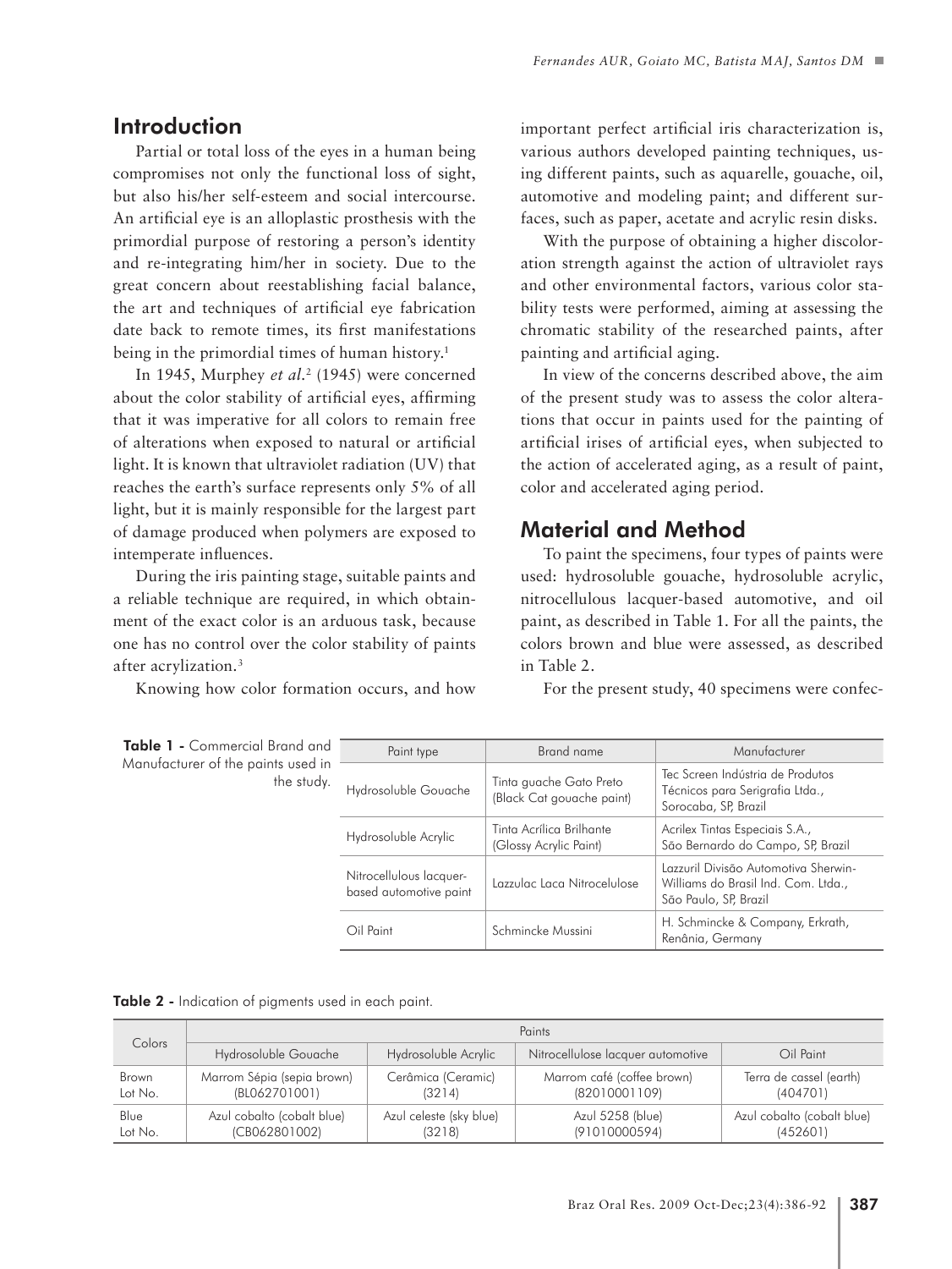## Introduction

Partial or total loss of the eyes in a human being compromises not only the functional loss of sight, but also his/her self-esteem and social intercourse. An artificial eye is an alloplastic prosthesis with the primordial purpose of restoring a person's identity and re-integrating him/her in society. Due to the great concern about reestablishing facial balance, the art and techniques of artificial eye fabrication date back to remote times, its first manifestations being in the primordial times of human history.[1]

In 1945, Murphey *et al.*[2] (1945) were concerned about the color stability of artificial eyes, affirming that it was imperative for all colors to remain free of alterations when exposed to natural or artificial light. It is known that ultraviolet radiation (UV) that reaches the earth's surface represents only 5% of all light, but it is mainly responsible for the largest part of damage produced when polymers are exposed to intemperate influences.

During the iris painting stage, suitable paints and a reliable technique are required, in which obtainment of the exact color is an arduous task, because one has no control over the color stability of paints after acrylization.[3]

Knowing how color formation occurs, and how important perfect artificial iris characterization is, various authors developed painting techniques, using different paints, such as aquarelle, gouache, oil, automotive and modeling paint; and different surfaces, such as paper, acetate and acrylic resin disks.

With the purpose of obtaining a higher discoloration strength against the action of ultraviolet rays and other environmental factors, various color stability tests were performed, aiming at assessing the chromatic stability of the researched paints, after painting and artificial aging.

In view of the concerns described above, the aim of the present study was to assess the color alterations that occur in paints used for the painting of artificial irises of artificial eyes, when subjected to the action of accelerated aging, as a result of paint, color and accelerated aging period.

## Material and Method

To paint the specimens, four types of paints were used: hydrosoluble gouache, hydrosoluble acrylic, nitrocellulous lacquer-based automotive, and oil paint, as described in Table 1. For all the paints, the colors brown and blue were assessed, as described in Table 2.

For the present study, 40 specimens were confec-

**Table 1 -** Commercial Brand and Manufacturer of the paints used in the study.

| Paint type | Brand name | Manufacturer |
|---|---|---|
| Hydrosoluble Gouache | Tinta guache Gato Preto (Black Cat gouache paint) | Tec Screen Indústria de Produtos Técnicos para Serigrafia Ltda., Sorocaba, SP, Brazil |
| Hydrosoluble Acrylic | Tinta Acrílica Brilhante (Glossy Acrylic Paint) | Acrilex Tintas Especiais S.A., São Bernardo do Campo, SP, Brazil |
| Nitrocellulous lacquer-based automotive paint | Lazzulac Laca Nitrocelulose | Lazzuril Divisão Automotiva Sherwin-Williams do Brasil Ind. Com. Ltda., São Paulo, SP, Brazil |
| Oil Paint | Schmincke Mussini | H. Schmincke & Company, Erkrath, Renânia, Germany |

**Table 2 -** Indication of pigments used in each paint.

| Colors | Paints | | | |
|---|---|---|---|---|
| | Hydrosoluble Gouache | Hydrosoluble Acrylic | Nitrocellulose lacquer automotive | Oil Paint |
| Brown Lot No. | Marrom Sépia (sepia brown) (BL062701001) | Cerâmica (Ceramic) (3214) | Marrom café (coffee brown) (82010001109) | Terra de cassel (earth) (404701) |
| Blue Lot No. | Azul cobalto (cobalt blue) (CB062801002) | Azul celeste (sky blue) (3218) | Azul 5258 (blue) (91010000594) | Azul cobalto (cobalt blue) (452601) |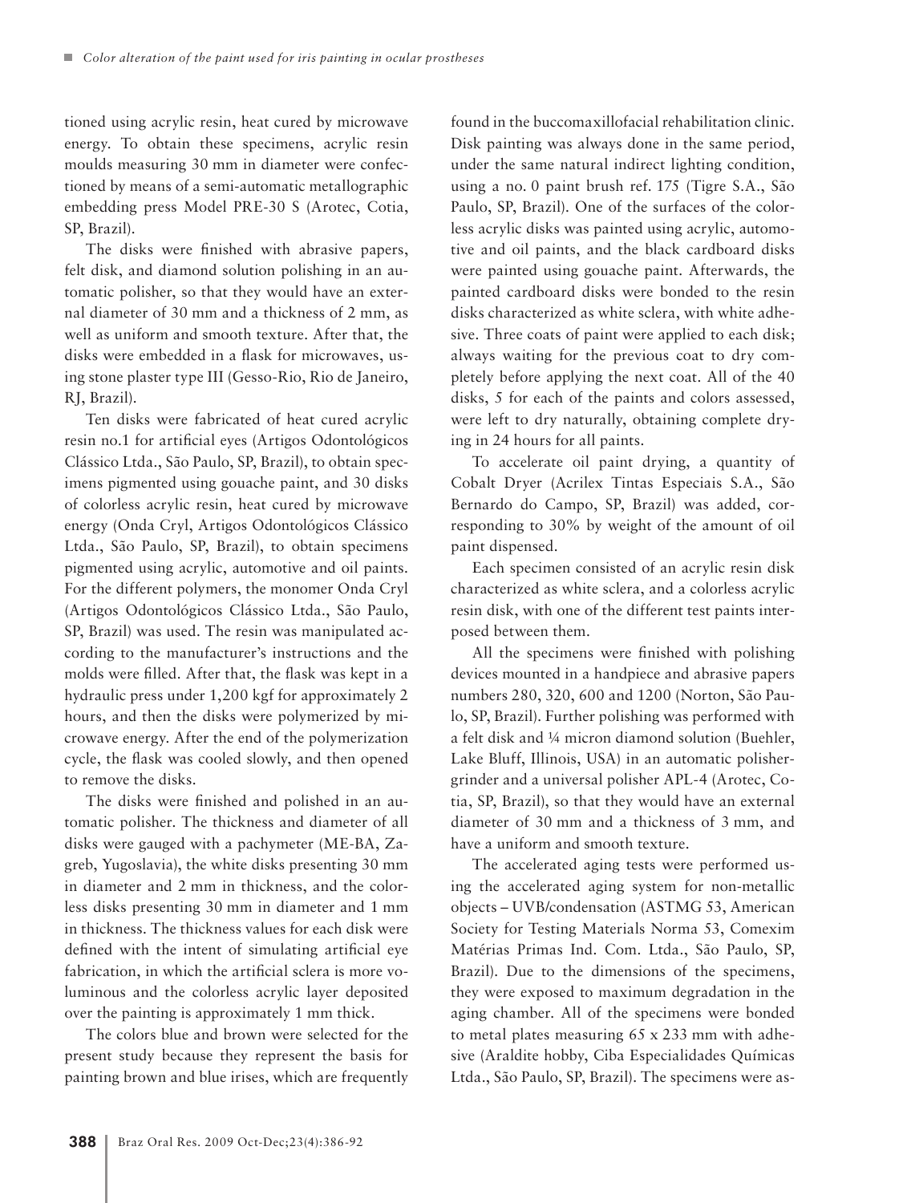tioned using acrylic resin, heat cured by microwave energy. To obtain these specimens, acrylic resin moulds measuring 30 mm in diameter were confectioned by means of a semi-automatic metallographic embedding press Model PRE-30 S (Arotec, Cotia, SP, Brazil).

The disks were finished with abrasive papers, felt disk, and diamond solution polishing in an automatic polisher, so that they would have an external diameter of 30 mm and a thickness of 2 mm, as well as uniform and smooth texture. After that, the disks were embedded in a flask for microwaves, using stone plaster type III (Gesso-Rio, Rio de Janeiro, RJ, Brazil).

Ten disks were fabricated of heat cured acrylic resin no.1 for artificial eyes (Artigos Odontológicos Clássico Ltda., São Paulo, SP, Brazil), to obtain specimens pigmented using gouache paint, and 30 disks of colorless acrylic resin, heat cured by microwave energy (Onda Cryl, Artigos Odontológicos Clássico Ltda., São Paulo, SP, Brazil), to obtain specimens pigmented using acrylic, automotive and oil paints. For the different polymers, the monomer Onda Cryl (Artigos Odontológicos Clássico Ltda., São Paulo, SP, Brazil) was used. The resin was manipulated according to the manufacturer's instructions and the molds were filled. After that, the flask was kept in a hydraulic press under 1,200 kgf for approximately 2 hours, and then the disks were polymerized by microwave energy. After the end of the polymerization cycle, the flask was cooled slowly, and then opened to remove the disks.

The disks were finished and polished in an automatic polisher. The thickness and diameter of all disks were gauged with a pachymeter (ME-BA, Zagreb, Yugoslavia), the white disks presenting 30 mm in diameter and 2 mm in thickness, and the colorless disks presenting 30 mm in diameter and 1 mm in thickness. The thickness values for each disk were defined with the intent of simulating artificial eye fabrication, in which the artificial sclera is more voluminous and the colorless acrylic layer deposited over the painting is approximately 1 mm thick.

The colors blue and brown were selected for the present study because they represent the basis for painting brown and blue irises, which are frequently found in the buccomaxillofacial rehabilitation clinic. Disk painting was always done in the same period, under the same natural indirect lighting condition, using a no. 0 paint brush ref. 175 (Tigre S.A., São Paulo, SP, Brazil). One of the surfaces of the colorless acrylic disks was painted using acrylic, automotive and oil paints, and the black cardboard disks were painted using gouache paint. Afterwards, the painted cardboard disks were bonded to the resin disks characterized as white sclera, with white adhesive. Three coats of paint were applied to each disk; always waiting for the previous coat to dry completely before applying the next coat. All of the 40 disks, 5 for each of the paints and colors assessed, were left to dry naturally, obtaining complete drying in 24 hours for all paints.

To accelerate oil paint drying, a quantity of Cobalt Dryer (Acrilex Tintas Especiais S.A., São Bernardo do Campo, SP, Brazil) was added, corresponding to 30% by weight of the amount of oil paint dispensed.

Each specimen consisted of an acrylic resin disk characterized as white sclera, and a colorless acrylic resin disk, with one of the different test paints interposed between them.

All the specimens were finished with polishing devices mounted in a handpiece and abrasive papers numbers 280, 320, 600 and 1200 (Norton, São Paulo, SP, Brazil). Further polishing was performed with a felt disk and ¼ micron diamond solution (Buehler, Lake Bluff, Illinois, USA) in an automatic polisher-grinder and a universal polisher APL-4 (Arotec, Cotia, SP, Brazil), so that they would have an external diameter of 30 mm and a thickness of 3 mm, and have a uniform and smooth texture.

The accelerated aging tests were performed using the accelerated aging system for non-metallic objects – UVB/condensation (ASTMG 53, American Society for Testing Materials Norma 53, Comexim Matérias Primas Ind. Com. Ltda., São Paulo, SP, Brazil). Due to the dimensions of the specimens, they were exposed to maximum degradation in the aging chamber. All of the specimens were bonded to metal plates measuring 65 x 233 mm with adhesive (Araldite hobby, Ciba Especialidades Químicas Ltda., São Paulo, SP, Brazil). The specimens were as-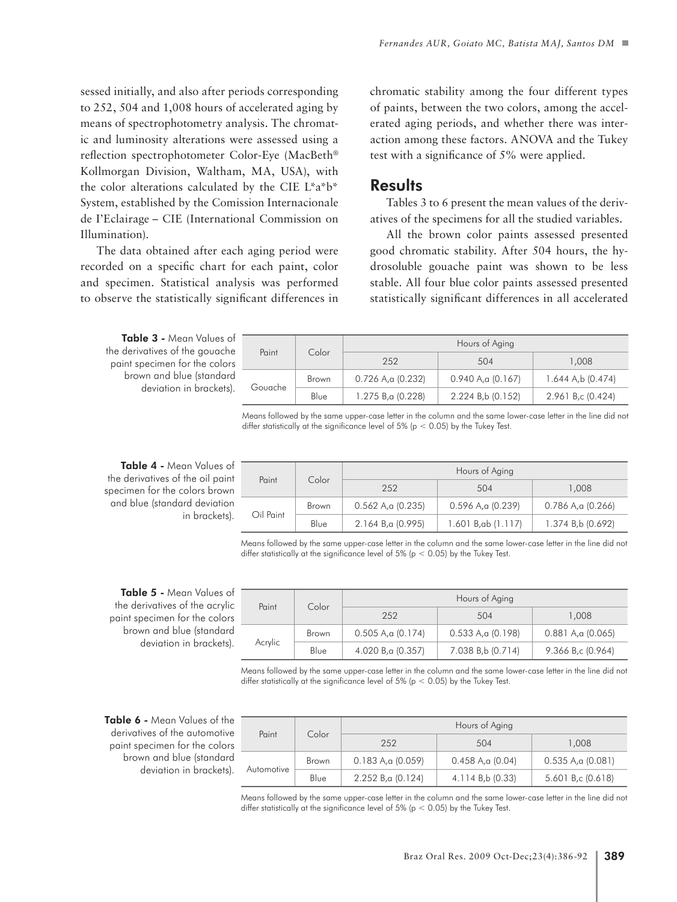sessed initially, and also after periods corresponding to 252, 504 and 1,008 hours of accelerated aging by means of spectrophotometry analysis. The chromatic and luminosity alterations were assessed using a reflection spectrophotometer Color-Eye (MacBeth® Kollmorgan Division, Waltham, MA, USA), with the color alterations calculated by the CIE L*a*b* System, established by the Comission Internacionale de I'Eclairage – CIE (International Commission on Illumination).

The data obtained after each aging period were recorded on a specific chart for each paint, color and specimen. Statistical analysis was performed to observe the statistically significant differences in chromatic stability among the four different types of paints, between the two colors, among the accelerated aging periods, and whether there was interaction among these factors. ANOVA and the Tukey test with a significance of 5% were applied.

## Results

Tables 3 to 6 present the mean values of the derivatives of the specimens for all the studied variables.

All the brown color paints assessed presented good chromatic stability. After 504 hours, the hydrosoluble gouache paint was shown to be less stable. All four blue color paints assessed presented statistically significant differences in all accelerated

**Table 3 -** Mean Values of the derivatives of the gouache paint specimen for the colors brown and blue (standard deviation in brackets).

| Paint | Color | Hours of Aging | | |
|---|---|---|---|---|
| | | 252 | 504 | 1,008 |
| Gouache | Brown | 0.726 A,a (0.232) | 0.940 A,a (0.167) | 1.644 A,b (0.474) |
| | Blue | 1.275 B,a (0.228) | 2.224 B,b (0.152) | 2.961 B,c (0.424) |

Means followed by the same upper-case letter in the column and the same lower-case letter in the line did not differ statistically at the significance level of 5% ($p < 0.05$) by the Tukey Test.

**Table 4 -** Mean Values of the derivatives of the oil paint specimen for the colors brown and blue (standard deviation in brackets).

| Paint | Color | Hours of Aging | | |
|---|---|---|---|---|
| | | 252 | 504 | 1,008 |
| Oil Paint | Brown | 0.562 A,a (0.235) | 0.596 A,a (0.239) | 0.786 A,a (0.266) |
| | Blue | 2.164 B,a (0.995) | 1.601 B,ab (1.117) | 1.374 B,b (0.692) |

Means followed by the same upper-case letter in the column and the same lower-case letter in the line did not differ statistically at the significance level of 5% ($p < 0.05$) by the Tukey Test.

**Table 5 -** Mean Values of the derivatives of the acrylic paint specimen for the colors brown and blue (standard deviation in brackets).

| Paint | Color | Hours of Aging | | |
|---|---|---|---|---|
| | | 252 | 504 | 1,008 |
| Acrylic | Brown | 0.505 A,a (0.174) | 0.533 A,a (0.198) | 0.881 A,a (0.065) |
| | Blue | 4.020 B,a (0.357) | 7.038 B,b (0.714) | 9.366 B,c (0.964) |

Means followed by the same upper-case letter in the column and the same lower-case letter in the line did not differ statistically at the significance level of 5% ($p < 0.05$) by the Tukey Test.

**Table 6 -** Mean Values of the derivatives of the automotive paint specimen for the colors brown and blue (standard deviation in brackets).

| Paint | Color | Hours of Aging | | |
|---|---|---|---|---|
| | | 252 | 504 | 1,008 |
| Automotive | Brown | 0.183 A,a (0.059) | 0.458 A,a (0.04) | 0.535 A,a (0.081) |
| | Blue | 2.252 B,a (0.124) | 4.114 B,b (0.33) | 5.601 B,c (0.618) |

Means followed by the same upper-case letter in the column and the same lower-case letter in the line did not differ statistically at the significance level of 5% ($p < 0.05$) by the Tukey Test.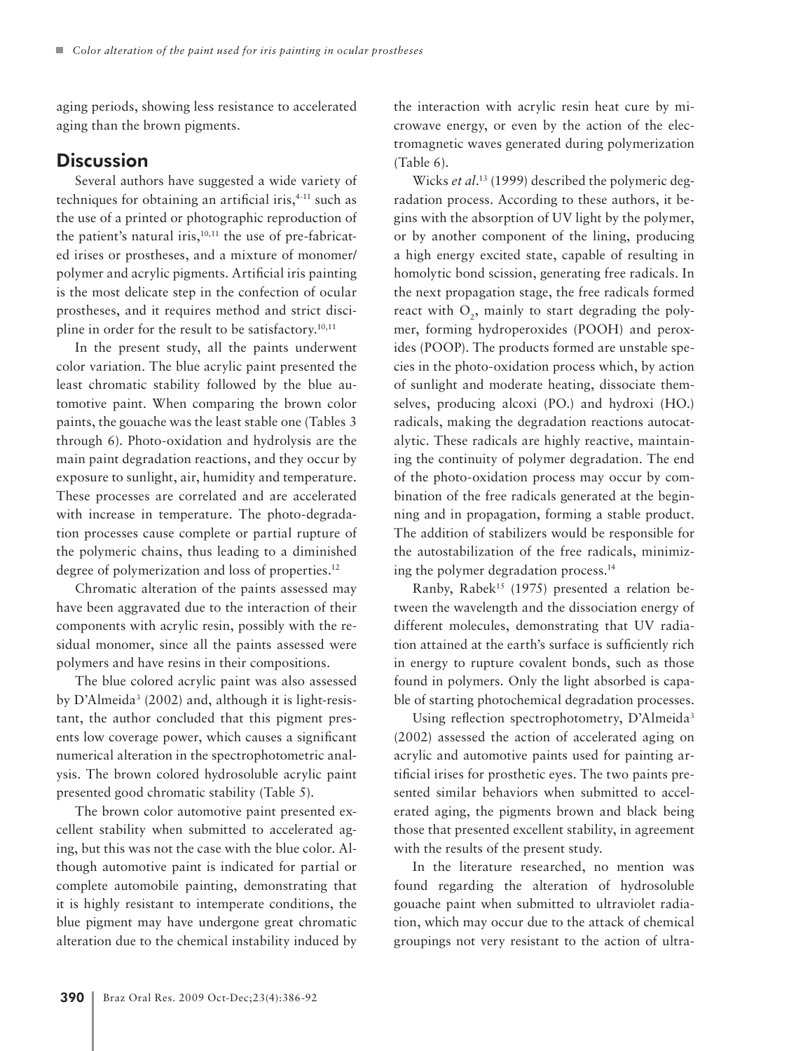aging periods, showing less resistance to accelerated aging than the brown pigments.

## Discussion

Several authors have suggested a wide variety of techniques for obtaining an artificial iris,[4-11] such as the use of a printed or photographic reproduction of the patient's natural iris,[10,11] the use of pre-fabricated irises or prostheses, and a mixture of monomer/polymer and acrylic pigments. Artificial iris painting is the most delicate step in the confection of ocular prostheses, and it requires method and strict discipline in order for the result to be satisfactory.[10,11]

In the present study, all the paints underwent color variation. The blue acrylic paint presented the least chromatic stability followed by the blue automotive paint. When comparing the brown color paints, the gouache was the least stable one (Tables 3 through 6). Photo-oxidation and hydrolysis are the main paint degradation reactions, and they occur by exposure to sunlight, air, humidity and temperature. These processes are correlated and are accelerated with increase in temperature. The photo-degradation processes cause complete or partial rupture of the polymeric chains, thus leading to a diminished degree of polymerization and loss of properties.[12]

Chromatic alteration of the paints assessed may have been aggravated due to the interaction of their components with acrylic resin, possibly with the residual monomer, since all the paints assessed were polymers and have resins in their compositions.

The blue colored acrylic paint was also assessed by D'Almeida[3] (2002) and, although it is light-resistant, the author concluded that this pigment presents low coverage power, which causes a significant numerical alteration in the spectrophotometric analysis. The brown colored hydrosoluble acrylic paint presented good chromatic stability (Table 5).

The brown color automotive paint presented excellent stability when submitted to accelerated aging, but this was not the case with the blue color. Although automotive paint is indicated for partial or complete automobile painting, demonstrating that it is highly resistant to intemperate conditions, the blue pigment may have undergone great chromatic alteration due to the chemical instability induced by the interaction with acrylic resin heat cure by microwave energy, or even by the action of the electromagnetic waves generated during polymerization (Table 6).

Wicks *et al*.[13] (1999) described the polymeric degradation process. According to these authors, it begins with the absorption of UV light by the polymer, or by another component of the lining, producing a high energy excited state, capable of resulting in homolytic bond scission, generating free radicals. In the next propagation stage, the free radicals formed react with $O_2$, mainly to start degrading the polymer, forming hydroperoxides (POOH) and peroxides (POOP). The products formed are unstable species in the photo-oxidation process which, by action of sunlight and moderate heating, dissociate themselves, producing alcoxi (PO.) and hydroxi (HO.) radicals, making the degradation reactions autocatalytic. These radicals are highly reactive, maintaining the continuity of polymer degradation. The end of the photo-oxidation process may occur by combination of the free radicals generated at the beginning and in propagation, forming a stable product. The addition of stabilizers would be responsible for the autostabilization of the free radicals, minimizing the polymer degradation process.[14]

Ranby, Rabek[15] (1975) presented a relation between the wavelength and the dissociation energy of different molecules, demonstrating that UV radiation attained at the earth's surface is sufficiently rich in energy to rupture covalent bonds, such as those found in polymers. Only the light absorbed is capable of starting photochemical degradation processes.

Using reflection spectrophotometry, D'Almeida[3] (2002) assessed the action of accelerated aging on acrylic and automotive paints used for painting artificial irises for prosthetic eyes. The two paints presented similar behaviors when submitted to accelerated aging, the pigments brown and black being those that presented excellent stability, in agreement with the results of the present study.

In the literature researched, no mention was found regarding the alteration of hydrosoluble gouache paint when submitted to ultraviolet radiation, which may occur due to the attack of chemical groupings not very resistant to the action of ultra-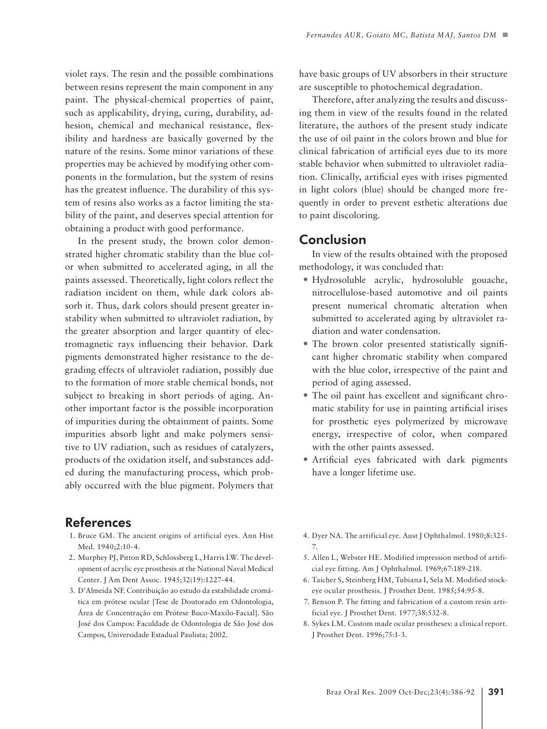violet rays. The resin and the possible combinations between resins represent the main component in any paint. The physical-chemical properties of paint, such as applicability, drying, curing, durability, adhesion, chemical and mechanical resistance, flexibility and hardness are basically governed by the nature of the resins. Some minor variations of these properties may be achieved by modifying other components in the formulation, but the system of resins has the greatest influence. The durability of this system of resins also works as a factor limiting the stability of the paint, and deserves special attention for obtaining a product with good performance.

In the present study, the brown color demonstrated higher chromatic stability than the blue color when submitted to accelerated aging, in all the paints assessed. Theoretically, light colors reflect the radiation incident on them, while dark colors absorb it. Thus, dark colors should present greater instability when submitted to ultraviolet radiation, by the greater absorption and larger quantity of electromagnetic rays influencing their behavior. Dark pigments demonstrated higher resistance to the degrading effects of ultraviolet radiation, possibly due to the formation of more stable chemical bonds, not subject to breaking in short periods of aging. Another important factor is the possible incorporation of impurities during the obtainment of paints. Some impurities absorb light and make polymers sensitive to UV radiation, such as residues of catalyzers, products of the oxidation itself, and substances added during the manufacturing process, which probably occurred with the blue pigment. Polymers that have basic groups of UV absorbers in their structure are susceptible to photochemical degradation.

Therefore, after analyzing the results and discussing them in view of the results found in the related literature, the authors of the present study indicate the use of oil paint in the colors brown and blue for clinical fabrication of artificial eyes due to its more stable behavior when submitted to ultraviolet radiation. Clinically, artificial eyes with irises pigmented in light colors (blue) should be changed more frequently in order to prevent esthetic alterations due to paint discoloring.

## Conclusion

In view of the results obtained with the proposed methodology, it was concluded that:

- Hydrosoluble acrylic, hydrosoluble gouache, nitrocellulose-based automotive and oil paints present numerical chromatic alteration when submitted to accelerated aging by ultraviolet radiation and water condensation.
- The brown color presented statistically significant higher chromatic stability when compared with the blue color, irrespective of the paint and period of aging assessed.
- The oil paint has excellent and significant chromatic stability for use in painting artificial irises for prosthetic eyes polymerized by microwave energy, irrespective of color, when compared with the other paints assessed.
- Artificial eyes fabricated with dark pigments have a longer lifetime use.

## References

1. Bruce GM. The ancient origins of artificial eyes. Ann Hist Med. 1940;2:10-4.
2. Murphey PJ, Pitton RD, Schlossberg L, Harris LW. The development of acrylic eye prosthesis at the National Naval Medical Center. J Am Dent Assoc. 1945;32(19):1227-44.
3. D'Almeida NF. Contribuição ao estudo da estabilidade cromática em prótese ocular [Tese de Doutorado em Odontologia, Área de Concentração em Prótese Buco-Maxilo-Facial]. São José dos Campos: Faculdade de Odontologia de São José dos Campos, Universidade Estadual Paulista; 2002.
4. Dyer NA. The artificial eye. Aust J Ophthalmol. 1980;8:325-7.
5. Allen L, Webster HE. Modified impression method of artificial eye fitting. Am J Ophthalmol. 1969;67:189-218.
6. Taicher S, Steinberg HM, Tubiana I, Sela M. Modified stock-eye ocular prosthesis. J Prosthet Dent. 1985;54:95-8.
7. Benson P. The fitting and fabrication of a custom resin artificial eye. J Prosthet Dent. 1977;38:532-8.
8. Sykes LM. Custom made ocular prostheses: a clinical report. J Prosthet Dent. 1996;75:1-3.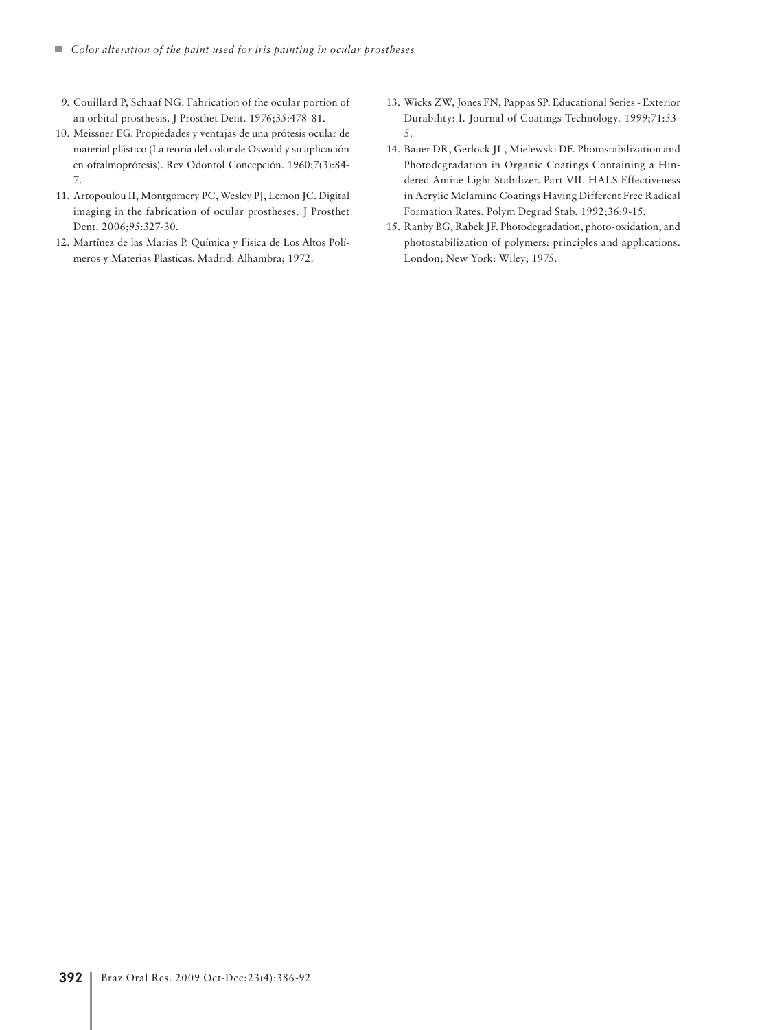9. Couillard P, Schaaf NG. Fabrication of the ocular portion of an orbital prosthesis. J Prosthet Dent. 1976;35:478-81.
10. Meissner EG. Propiedades y ventajas de una prótesis ocular de material plástico (La teoría del color de Oswald y su aplicación en oftalmoprótesis). Rev Odontol Concepción. 1960;7(3):84-7.
11. Artopoulou II, Montgomery PC, Wesley PJ, Lemon JC. Digital imaging in the fabrication of ocular prostheses. J Prosthet Dent. 2006;95:327-30.
12. Martínez de las Marías P. Química y Física de Los Altos Polímeros y Materias Plasticas. Madrid: Alhambra; 1972.
13. Wicks ZW, Jones FN, Pappas SP. Educational Series - Exterior Durability: I. Journal of Coatings Technology. 1999;71:53-5.
14. Bauer DR, Gerlock JL, Mielewski DF. Photostabilization and Photodegradation in Organic Coatings Containing a Hindered Amine Light Stabilizer. Part VII. HALS Effectiveness in Acrylic Melamine Coatings Having Different Free Radical Formation Rates. Polym Degrad Stab. 1992;36:9-15.
15. Ranby BG, Rabek JF. Photodegradation, photo-oxidation, and photostabilization of polymers: principles and applications. London; New York: Wiley; 1975.